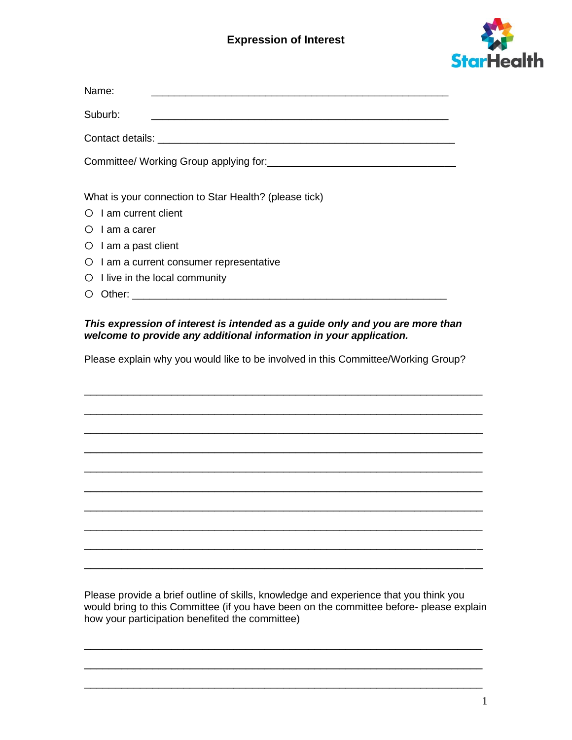# Expression of Interest

Name: ______________________________________________

Suburb: ______________________________________________

Contact details: ______________________________________________

Committee/ Working Group applying for: ______________________________

What is your connection to Star Health? (please tick)

- ○ I am current client
- ○ I am a carer
- ○ I am a past client
- ○ I am a current consumer representative
- ○ I live in the local community
- ○ Other: ______________________________________________

***This expression of interest is intended as a guide only and you are more than welcome to provide any additional information in your application.***

Please explain why you would like to be involved in this Committee/Working Group?

______________________________________________________________

______________________________________________________________

______________________________________________________________

______________________________________________________________

______________________________________________________________

______________________________________________________________

______________________________________________________________

______________________________________________________________

______________________________________________________________

______________________________________________________________

Please provide a brief outline of skills, knowledge and experience that you think you would bring to this Committee (if you have been on the committee before- please explain how your participation benefited the committee)

______________________________________________________________

______________________________________________________________

______________________________________________________________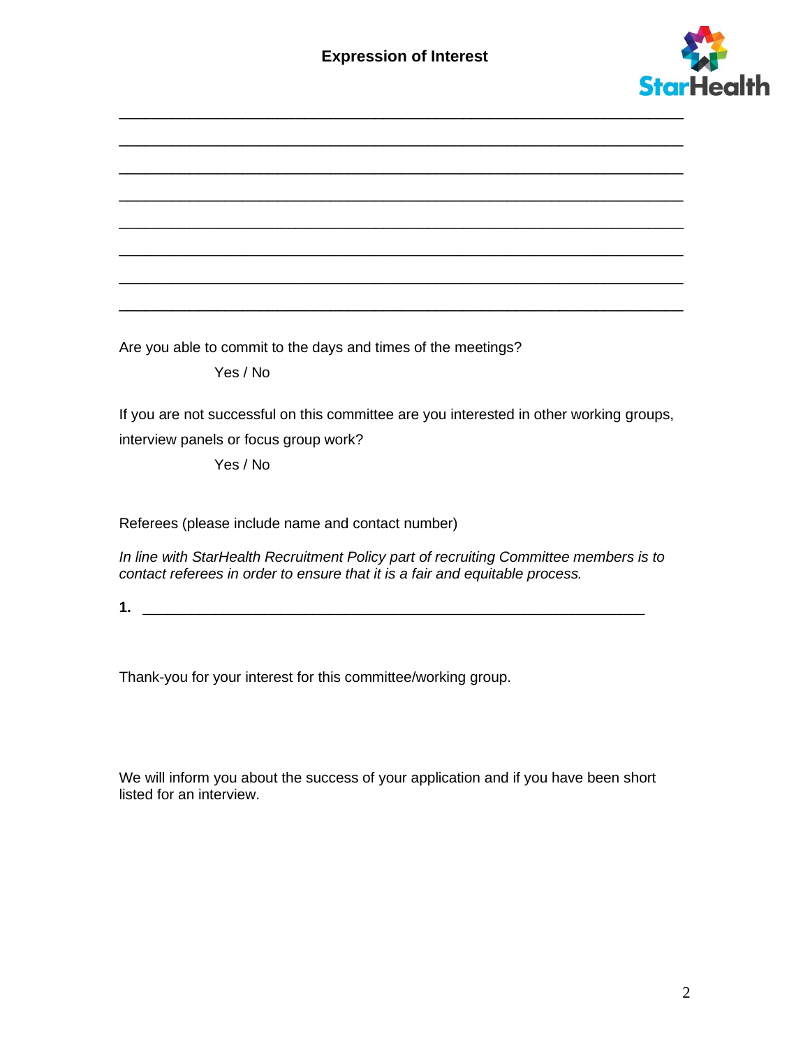## Expression of Interest

StarHealth

\_\_\_\_\_\_\_\_\_\_\_\_\_\_\_\_\_\_\_\_\_\_\_\_\_\_\_\_\_\_\_\_\_\_\_\_\_\_\_\_\_\_\_\_\_\_\_\_\_\_\_\_\_\_\_\_\_\_\_\_\_\_\_\_

\_\_\_\_\_\_\_\_\_\_\_\_\_\_\_\_\_\_\_\_\_\_\_\_\_\_\_\_\_\_\_\_\_\_\_\_\_\_\_\_\_\_\_\_\_\_\_\_\_\_\_\_\_\_\_\_\_\_\_\_\_\_\_\_

\_\_\_\_\_\_\_\_\_\_\_\_\_\_\_\_\_\_\_\_\_\_\_\_\_\_\_\_\_\_\_\_\_\_\_\_\_\_\_\_\_\_\_\_\_\_\_\_\_\_\_\_\_\_\_\_\_\_\_\_\_\_\_\_

\_\_\_\_\_\_\_\_\_\_\_\_\_\_\_\_\_\_\_\_\_\_\_\_\_\_\_\_\_\_\_\_\_\_\_\_\_\_\_\_\_\_\_\_\_\_\_\_\_\_\_\_\_\_\_\_\_\_\_\_\_\_\_\_

\_\_\_\_\_\_\_\_\_\_\_\_\_\_\_\_\_\_\_\_\_\_\_\_\_\_\_\_\_\_\_\_\_\_\_\_\_\_\_\_\_\_\_\_\_\_\_\_\_\_\_\_\_\_\_\_\_\_\_\_\_\_\_\_

\_\_\_\_\_\_\_\_\_\_\_\_\_\_\_\_\_\_\_\_\_\_\_\_\_\_\_\_\_\_\_\_\_\_\_\_\_\_\_\_\_\_\_\_\_\_\_\_\_\_\_\_\_\_\_\_\_\_\_\_\_\_\_\_

\_\_\_\_\_\_\_\_\_\_\_\_\_\_\_\_\_\_\_\_\_\_\_\_\_\_\_\_\_\_\_\_\_\_\_\_\_\_\_\_\_\_\_\_\_\_\_\_\_\_\_\_\_\_\_\_\_\_\_\_\_\_\_\_

\_\_\_\_\_\_\_\_\_\_\_\_\_\_\_\_\_\_\_\_\_\_\_\_\_\_\_\_\_\_\_\_\_\_\_\_\_\_\_\_\_\_\_\_\_\_\_\_\_\_\_\_\_\_\_\_\_\_\_\_\_\_\_\_

Are you able to commit to the days and times of the meetings?

Yes / No

If you are not successful on this committee are you interested in other working groups, interview panels or focus group work?

Yes / No

Referees (please include name and contact number)

*In line with StarHealth Recruitment Policy part of recruiting Committee members is to contact referees in order to ensure that it is a fair and equitable process.*

**1.** \_\_\_\_\_\_\_\_\_\_\_\_\_\_\_\_\_\_\_\_\_\_\_\_\_\_\_\_\_\_\_\_\_\_\_\_\_\_\_\_\_\_\_\_\_\_\_\_\_\_\_\_\_\_\_\_\_\_

Thank-you for your interest for this committee/working group.

We will inform you about the success of your application and if you have been short listed for an interview.